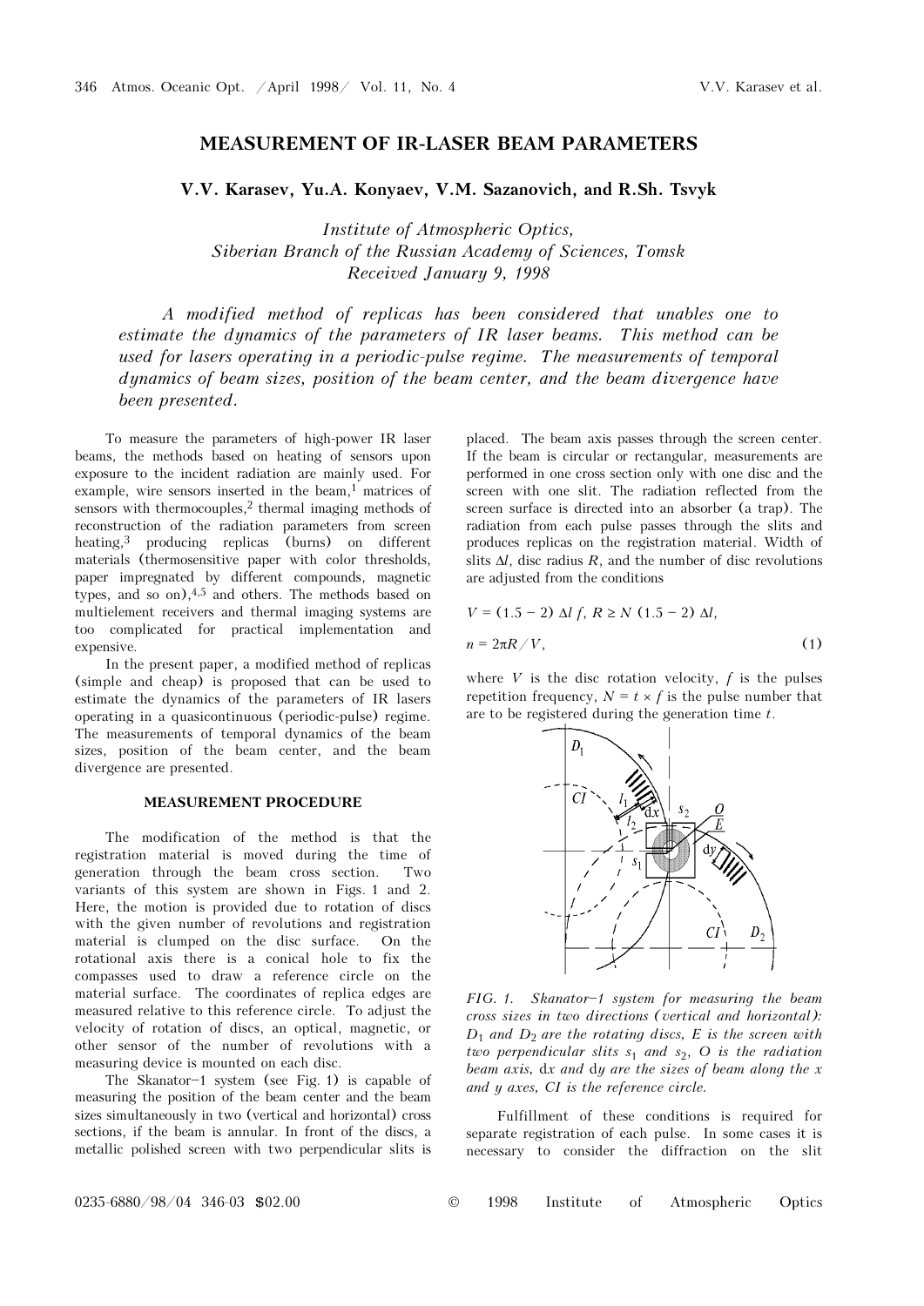# MEASUREMENT OF IR-LASER BEAM PARAMETERS

**V.V. Karasev, Yu.A. Konyaev, V.M. Sazanovich, and R.Sh. Tsvyk**

*Institute of Atmospheric Optics,*
*Siberian Branch of the Russian Academy of Sciences, Tomsk*
*Received January 9, 1998*

*A modified method of replicas has been considered that unables one to estimate the dynamics of the parameters of IR laser beams. This method can be used for lasers operating in a periodic-pulse regime. The measurements of temporal dynamics of beam sizes, position of the beam center, and the beam divergence have been presented.*

To measure the parameters of high-power IR laser beams, the methods based on heating of sensors upon exposure to the incident radiation are mainly used. For example, wire sensors inserted in the beam,[1] matrices of sensors with thermocouples,[2] thermal imaging methods of reconstruction of the radiation parameters from screen heating,[3] producing replicas (burns) on different materials (thermosensitive paper with color thresholds, paper impregnated by different compounds, magnetic types, and so on),[4,5] and others. The methods based on multielement receivers and thermal imaging systems are too complicated for practical implementation and expensive.

In the present paper, a modified method of replicas (simple and cheap) is proposed that can be used to estimate the dynamics of the parameters of IR lasers operating in a quasicontinuous (periodic-pulse) regime. The measurements of temporal dynamics of the beam sizes, position of the beam center, and the beam divergence are presented.

## MEASUREMENT PROCEDURE

The modification of the method is that the registration material is moved during the time of generation through the beam cross section. Two variants of this system are shown in Figs. 1 and 2. Here, the motion is provided due to rotation of discs with the given number of revolutions and registration material is clumped on the disc surface. On the rotational axis there is a conical hole to fix the compasses used to draw a reference circle on the material surface. The coordinates of replica edges are measured relative to this reference circle. To adjust the velocity of rotation of discs, an optical, magnetic, or other sensor of the number of revolutions with a measuring device is mounted on each disc.

The Skanator–1 system (see Fig. 1) is capable of measuring the position of the beam center and the beam sizes simultaneously in two (vertical and horizontal) cross sections, if the beam is annular. In front of the discs, a metallic polished screen with two perpendicular slits is placed. The beam axis passes through the screen center. If the beam is circular or rectangular, measurements are performed in one cross section only with one disc and the screen with one slit. The radiation reflected from the screen surface is directed into an absorber (a trap). The radiation from each pulse passes through the slits and produces replicas on the registration material. Width of slits $\Delta l$, disc radius $R$, and the number of disc revolutions are adjusted from the conditions

$$V = (1.5 - 2)\, \Delta l\, f,\; R \geq N\, (1.5 - 2)\, \Delta l,$$

$$n = 2\pi R / V, \tag{1}$$

where $V$ is the disc rotation velocity, $f$ is the pulses repetition frequency, $N = t \times f$ is the pulse number that are to be registered during the generation time $t$.

*FIG. 1. Skanator–1 system for measuring the beam cross sizes in two directions (vertical and horizontal): $D_1$ and $D_2$ are the rotating discs, $E$ is the screen with two perpendicular slits $s_1$ and $s_2$, $O$ is the radiation beam axis, $dx$ and $dy$ are the sizes of beam along the $x$ and $y$ axes, $CI$ is the reference circle.*

Fulfillment of these conditions is required for separate registration of each pulse. In some cases it is necessary to consider the diffraction on the slit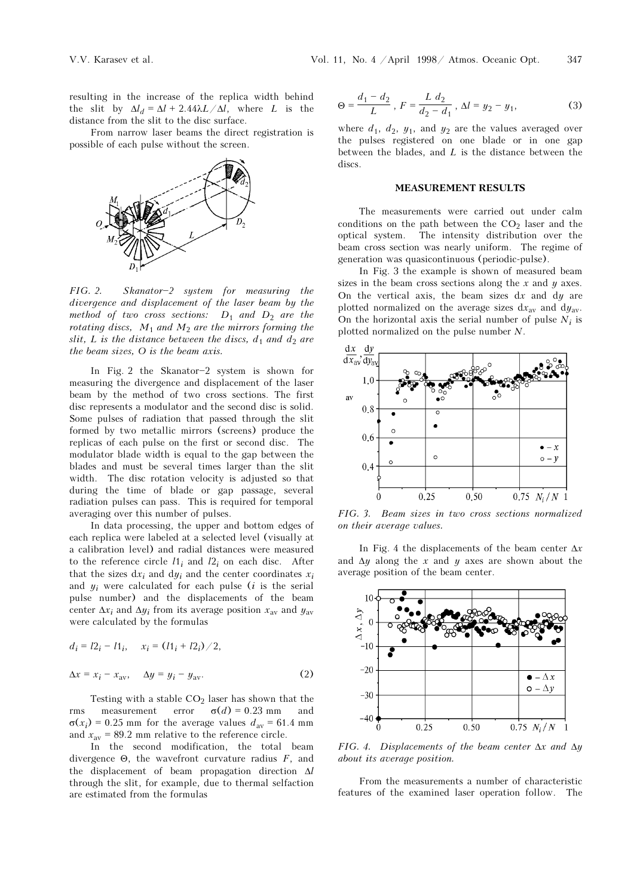resulting in the increase of the replica width behind the slit by $\Delta l_d = \Delta l + 2.44\lambda L / \Delta l$, where $L$ is the distance from the slit to the disc surface.

From narrow laser beams the direct registration is possible of each pulse without the screen.

*FIG. 2. Skanator–2 system for measuring the divergence and displacement of the laser beam by the method of two cross sections: $D_1$ and $D_2$ are the rotating discs, $M_1$ and $M_2$ are the mirrors forming the slit, $L$ is the distance between the discs, $d_1$ and $d_2$ are the beam sizes, O is the beam axis.*

In Fig. 2 the Skanator–2 system is shown for measuring the divergence and displacement of the laser beam by the method of two cross sections. The first disc represents a modulator and the second disc is solid. Some pulses of radiation that passed through the slit formed by two metallic mirrors (screens) produce the replicas of each pulse on the first or second disc. The modulator blade width is equal to the gap between the blades and must be several times larger than the slit width. The disc rotation velocity is adjusted so that during the time of blade or gap passage, several radiation pulses can pass. This is required for temporal averaging over this number of pulses.

In data processing, the upper and bottom edges of each replica were labeled at a selected level (visually at a calibration level) and radial distances were measured to the reference circle $l1_i$ and $l2_i$ on each disc. After that the sizes $dx_i$ and $dy_i$ and the center coordinates $x_i$ and $y_i$ were calculated for each pulse ($i$ is the serial pulse number) and the displacements of the beam center $\Delta x_i$ and $\Delta y_i$ from its average position $x_{av}$ and $y_{av}$ were calculated by the formulas

$$d_i = l2_i - l1_i, \quad x_i = (l1_i + l2_i)/2,$$

$$\Delta x = x_i - x_{av}, \quad \Delta y = y_i - y_{av}. \tag{2}$$

Testing with a stable $CO_2$ laser has shown that the rms measurement error $\sigma(d) = 0.23$ mm and $\sigma(x_i) = 0.25$ mm for the average values $d_{av} = 61.4$ mm and $x_{av} = 89.2$ mm relative to the reference circle.

In the second modification, the total beam divergence $\Theta$, the wavefront curvature radius $F$, and the displacement of beam propagation direction $\Delta l$ through the slit, for example, due to thermal selfaction are estimated from the formulas

$$\Theta = \frac{d_1 - d_2}{L}, \; F = \frac{L\, d_2}{d_2 - d_1}, \; \Delta l = y_2 - y_1, \tag{3}$$

where $d_1$, $d_2$, $y_1$, and $y_2$ are the values averaged over the pulses registered on one blade or in one gap between the blades, and $L$ is the distance between the discs.

## MEASUREMENT RESULTS

The measurements were carried out under calm conditions on the path between the $CO_2$ laser and the optical system. The intensity distribution over the beam cross section was nearly uniform. The regime of generation was quasicontinuous (periodic-pulse).

In Fig. 3 the example is shown of measured beam sizes in the beam cross sections along the $x$ and $y$ axes. On the vertical axis, the beam sizes $dx$ and $dy$ are plotted normalized on the average sizes $dx_{av}$ and $dy_{av}$. On the horizontal axis the serial number of pulse $N_i$ is plotted normalized on the pulse number $N$.

*FIG. 3. Beam sizes in two cross sections normalized on their average values.*

In Fig. 4 the displacements of the beam center $\Delta x$ and $\Delta y$ along the $x$ and $y$ axes are shown about the average position of the beam center.

*FIG. 4. Displacements of the beam center $\Delta x$ and $\Delta y$ about its average position.*

From the measurements a number of characteristic features of the examined laser operation follow. The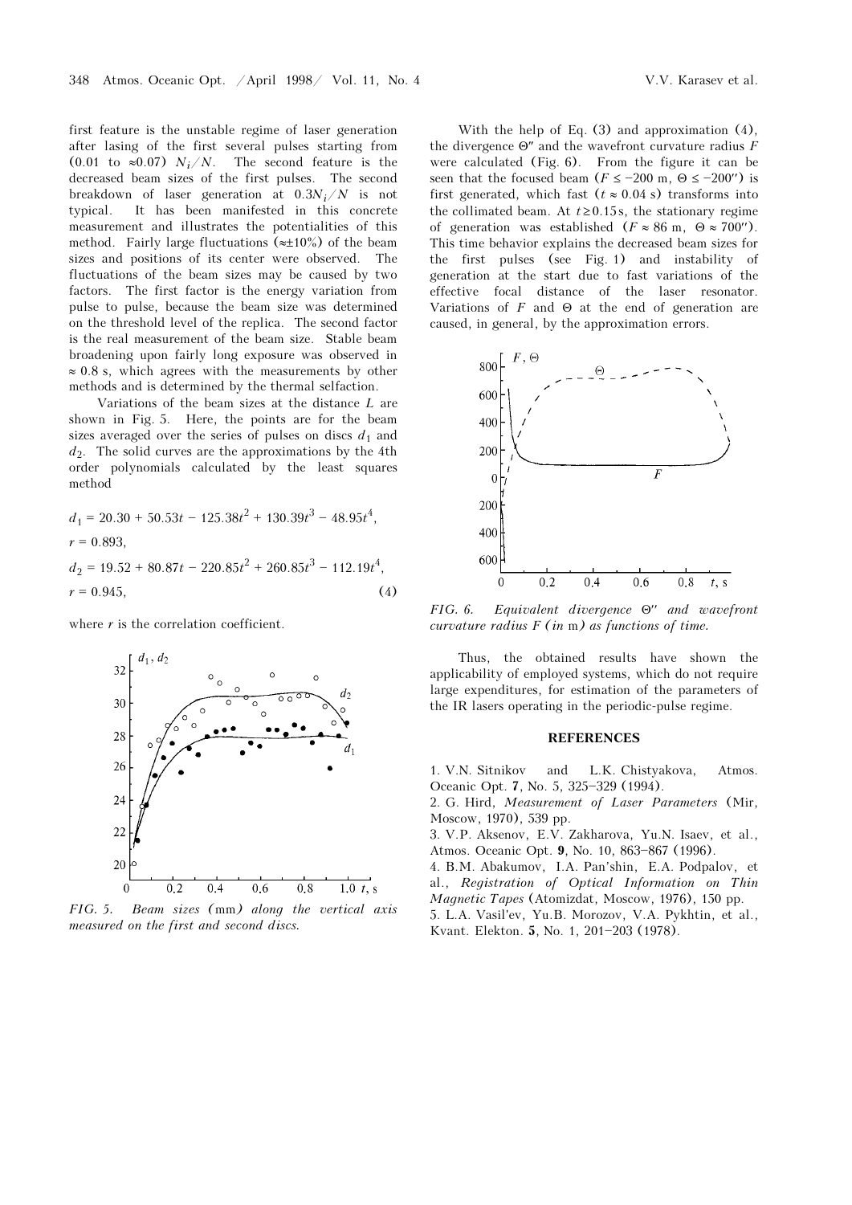first feature is the unstable regime of laser generation after lasing of the first several pulses starting from (0.01 to ≈0.07) $N_i/N$. The second feature is the decreased beam sizes of the first pulses. The second breakdown of laser generation at $0.3N_i/N$ is not typical. It has been manifested in this concrete measurement and illustrates the potentialities of this method. Fairly large fluctuations (≈±10%) of the beam sizes and positions of its center were observed. The fluctuations of the beam sizes may be caused by two factors. The first factor is the energy variation from pulse to pulse, because the beam size was determined on the threshold level of the replica. The second factor is the real measurement of the beam size. Stable beam broadening upon fairly long exposure was observed in ≈ 0.8 s, which agrees with the measurements by other methods and is determined by the thermal selfaction.

Variations of the beam sizes at the distance $L$ are shown in Fig. 5. Here, the points are for the beam sizes averaged over the series of pulses on discs $d_1$ and $d_2$. The solid curves are the approximations by the 4th order polynomials calculated by the least squares method

$$d_1 = 20.30 + 50.53t - 125.38t^2 + 130.39t^3 - 48.95t^4,$$

$$r = 0.893,$$

$$d_2 = 19.52 + 80.87t - 220.85t^2 + 260.85t^3 - 112.19t^4,$$

$$r = 0.945, \quad (4)$$

where $r$ is the correlation coefficient.

$d_1, d_2$
32
30
28
26
24
22
20
0 0.2 0.4 0.6 0.8 1.0 $t$, s
$d_2$
$d_1$

*FIG. 5. Beam sizes (mm) along the vertical axis measured on the first and second discs.*

With the help of Eq. (3) and approximation (4), the divergence Θ″ and the wavefront curvature radius $F$ were calculated (Fig. 6). From the figure it can be seen that the focused beam ($F \le -200$ m, $\Theta \le -200''$) is first generated, which fast ($t \approx 0.04$ s) transforms into the collimated beam. At $t \ge 0.15$ s, the stationary regime of generation was established ($F \approx 86$ m, $\Theta \approx 700''$). This time behavior explains the decreased beam sizes for the first pulses (see Fig. 1) and instability of generation at the start due to fast variations of the effective focal distance of the laser resonator. Variations of $F$ and Θ at the end of generation are caused, in general, by the approximation errors.

$F$, Θ
800
600
400
200
0
200
400
600
0 0.2 0.4 0.6 0.8 $t$, s
Θ
$F$

*FIG. 6. Equivalent divergence Θ″ and wavefront curvature radius $F$ (in m) as functions of time.*

Thus, the obtained results have shown the applicability of employed systems, which do not require large expenditures, for estimation of the parameters of the IR lasers operating in the periodic-pulse regime.

## REFERENCES

1. V.N. Sitnikov and L.K. Chistyakova, Atmos. Oceanic Opt. **7**, No. 5, 325–329 (1994).
2. G. Hird, *Measurement of Laser Parameters* (Mir, Moscow, 1970), 539 pp.
3. V.P. Aksenov, E.V. Zakharova, Yu.N. Isaev, et al., Atmos. Oceanic Opt. **9**, No. 10, 863–867 (1996).
4. B.M. Abakumov, I.A. Pan'shin, E.A. Podpalov, et al., *Registration of Optical Information on Thin Magnetic Tapes* (Atomizdat, Moscow, 1976), 150 pp.
5. L.A. Vasil'ev, Yu.B. Morozov, V.A. Pykhtin, et al., Kvant. Elekton. **5**, No. 1, 201–203 (1978).